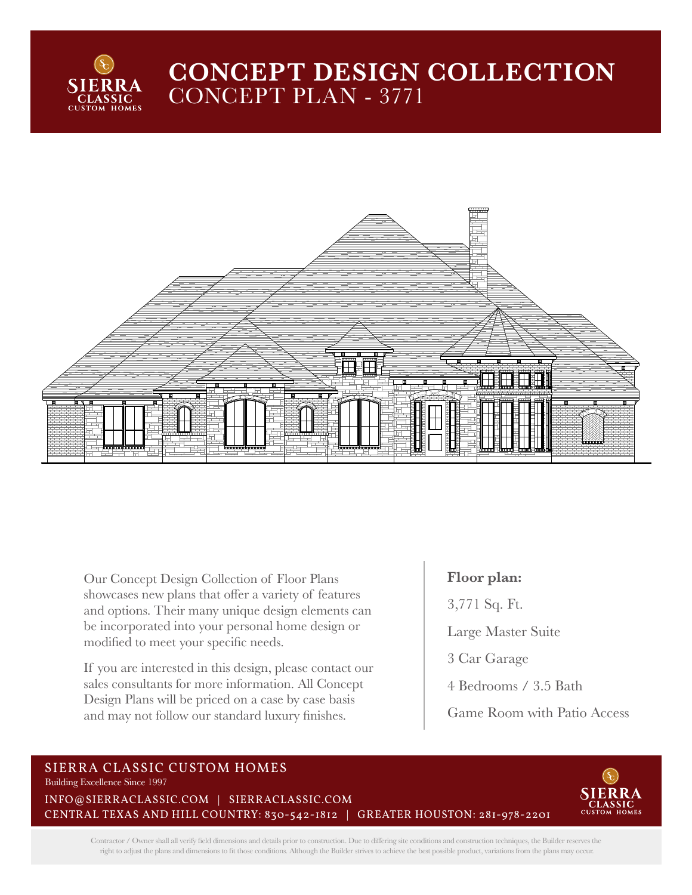# CONCEPT DESIGN COLLECTION

## CONCEPT PLAN - 3771

Our Concept Design Collection of Floor Plans showcases new plans that offer a variety of features and options. Their many unique design elements can be incorporated into your personal home design or modified to meet your specific needs.

If you are interested in this design, please contact our sales consultants for more information. All Concept Design Plans will be priced on a case by case basis and may not follow our standard luxury finishes.

**Floor plan:**

3,771 Sq. Ft.

Large Master Suite

3 Car Garage

4 Bedrooms / 3.5 Bath

Game Room with Patio Access

SIERRA CLASSIC CUSTOM HOMES

Building Excellence Since 1997

INFO@SIERRACLASSIC.COM | SIERRACLASSIC.COM

CENTRAL TEXAS AND HILL COUNTRY: 830-542-1812 | GREATER HOUSTON: 281-978-2201

Contractor / Owner shall all verify field dimensions and details prior to construction. Due to differing site conditions and construction techniques, the Builder reserves the right to adjust the plans and dimensions to fit those conditions. Although the Builder strives to achieve the best possible product, variations from the plans may occur.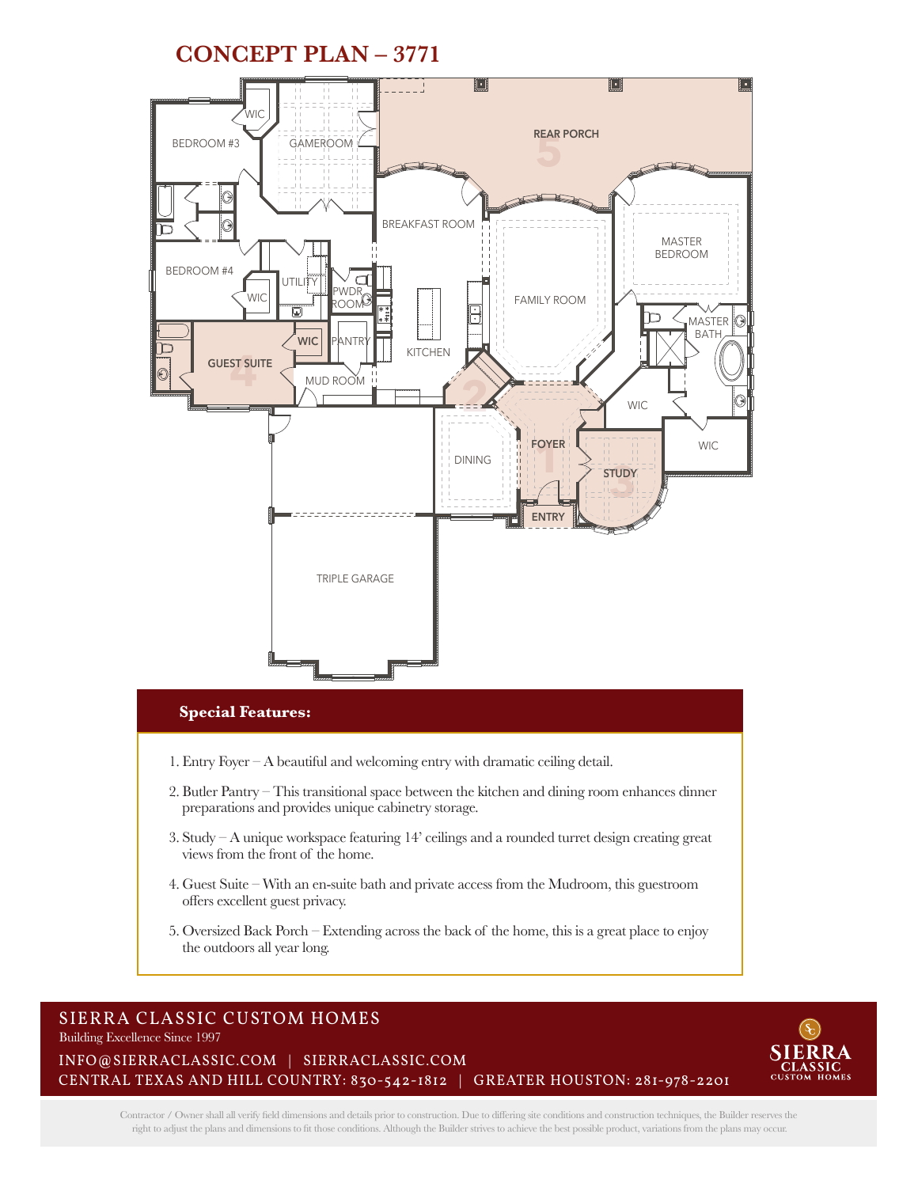# CONCEPT PLAN – 3771

BEDROOM #3
WIC
GAMEROOM
REAR PORCH
5
BREAKFAST ROOM
MASTER BEDROOM
BEDROOM #4
UTILITY
PWDR ROOM
FAMILY ROOM
WIC
MASTER BATH
WIC
PANTRY
KITCHEN
GUEST SUITE
4
MUD ROOM
2
WIC
DINING
FOYER
1
WIC
STUDY
3
ENTRY
TRIPLE GARAGE

## Special Features:

1. Entry Foyer – A beautiful and welcoming entry with dramatic ceiling detail.
2. Butler Pantry – This transitional space between the kitchen and dining room enhances dinner preparations and provides unique cabinetry storage.
3. Study – A unique workspace featuring 14' ceilings and a rounded turret design creating great views from the front of the home.
4. Guest Suite – With an en-suite bath and private access from the Mudroom, this guestroom offers excellent guest privacy.
5. Oversized Back Porch – Extending across the back of the home, this is a great place to enjoy the outdoors all year long.

SIERRA CLASSIC CUSTOM HOMES
Building Excellence Since 1997
INFO@SIERRACLASSIC.COM | SIERRACLASSIC.COM
CENTRAL TEXAS AND HILL COUNTRY: 830-542-1812 | GREATER HOUSTON: 281-978-2201

SIERRA CLASSIC CUSTOM HOMES

Contractor / Owner shall all verify field dimensions and details prior to construction. Due to differing site conditions and construction techniques, the Builder reserves the right to adjust the plans and dimensions to fit those conditions. Although the Builder strives to achieve the best possible product, variations from the plans may occur.